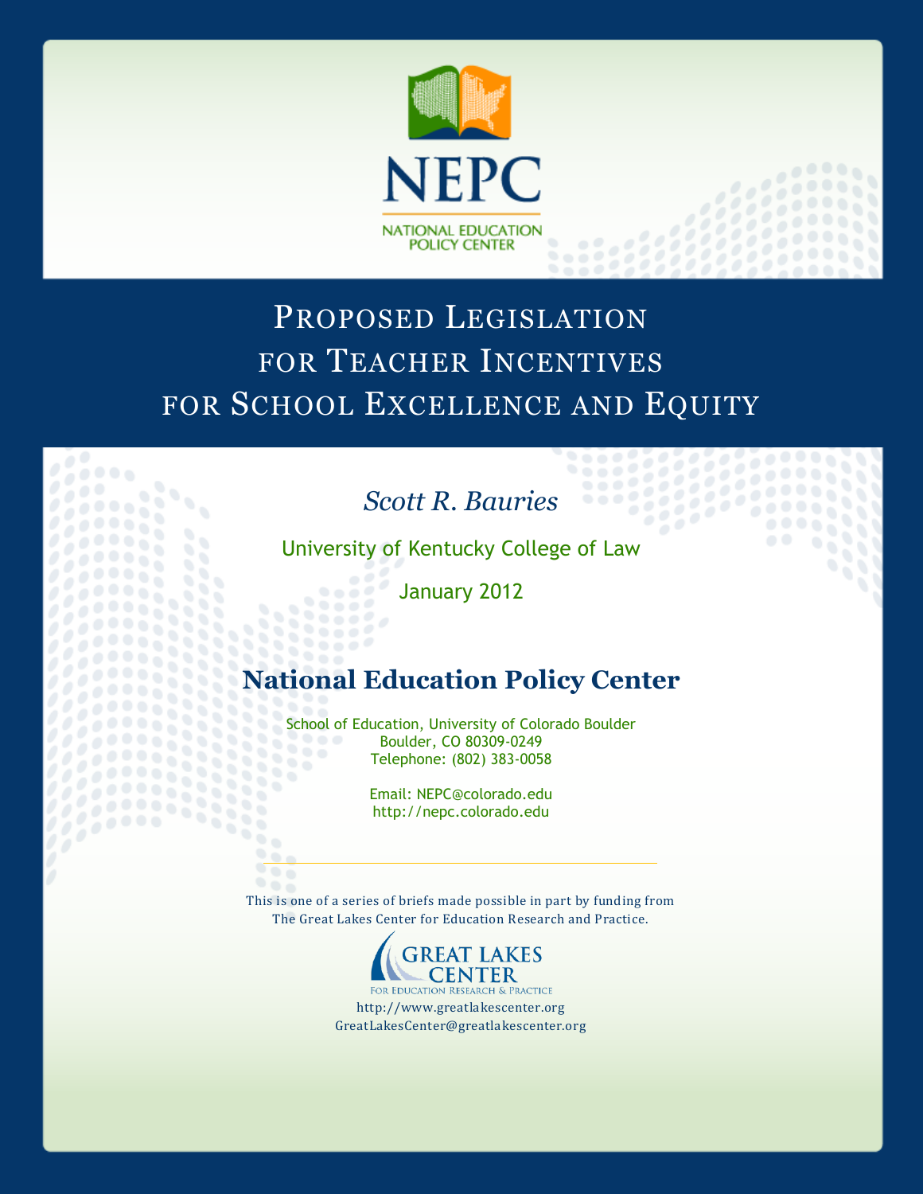NEPC

NATIONAL EDUCATION POLICY CENTER

# Proposed Legislation for Teacher Incentives for School Excellence and Equity

*Scott R. Bauries*

University of Kentucky College of Law

January 2012

## National Education Policy Center

School of Education, University of Colorado Boulder
Boulder, CO 80309-0249
Telephone: (802) 383-0058

Email: NEPC@colorado.edu
http://nepc.colorado.edu

---

This is one of a series of briefs made possible in part by funding from The Great Lakes Center for Education Research and Practice.

GREAT LAKES CENTER
FOR EDUCATION RESEARCH & PRACTICE

http://www.greatlakescenter.org
GreatLakesCenter@greatlakescenter.org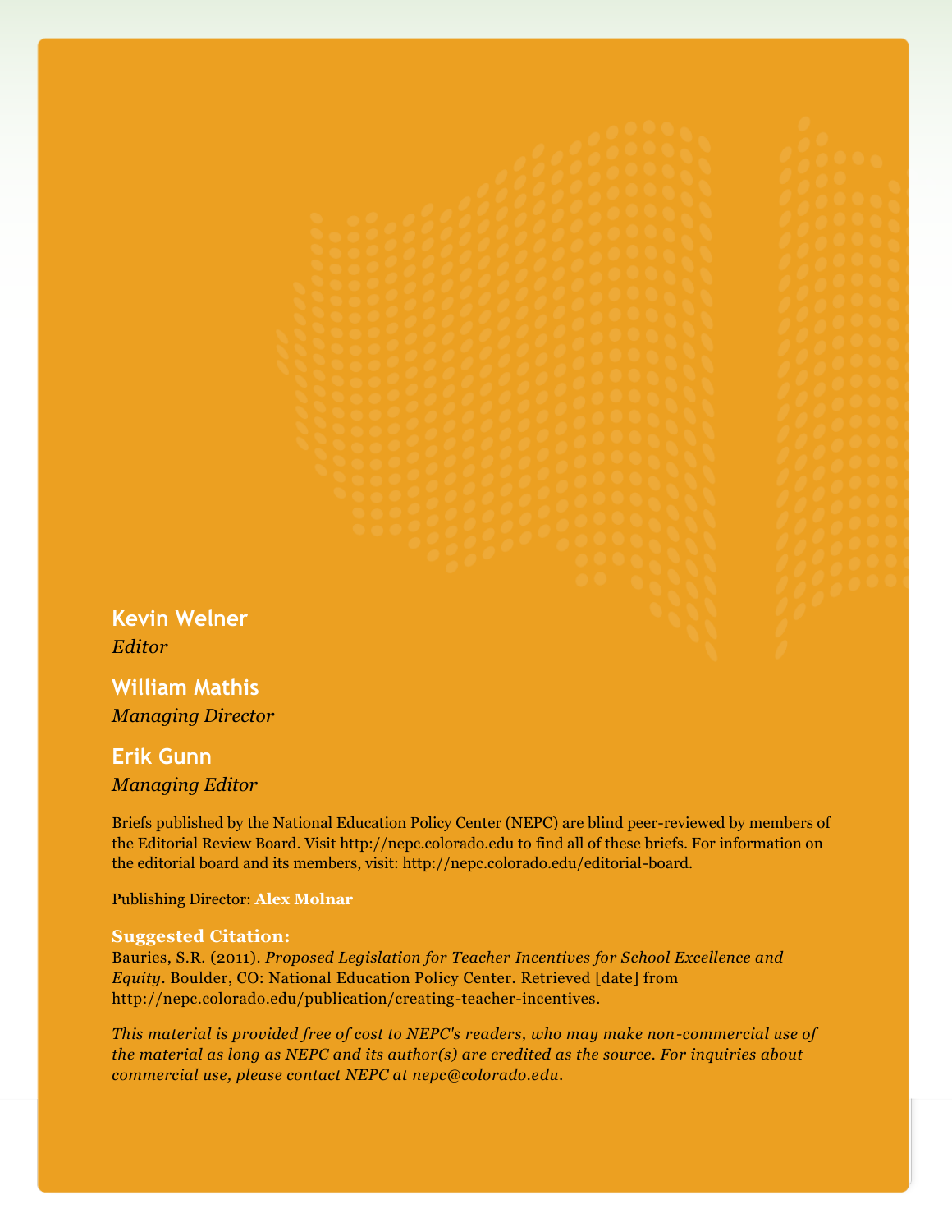**Kevin Welner**
*Editor*

**William Mathis**
*Managing Director*

**Erik Gunn**
*Managing Editor*

Briefs published by the National Education Policy Center (NEPC) are blind peer-reviewed by members of the Editorial Review Board. Visit http://nepc.colorado.edu to find all of these briefs. For information on the editorial board and its members, visit: http://nepc.colorado.edu/editorial-board.

Publishing Director: **Alex Molnar**

**Suggested Citation:**
Bauries, S.R. (2011). *Proposed Legislation for Teacher Incentives for School Excellence and Equity*. Boulder, CO: National Education Policy Center. Retrieved [date] from http://nepc.colorado.edu/publication/creating-teacher-incentives.

*This material is provided free of cost to NEPC's readers, who may make non-commercial use of the material as long as NEPC and its author(s) are credited as the source. For inquiries about commercial use, please contact NEPC at nepc@colorado.edu.*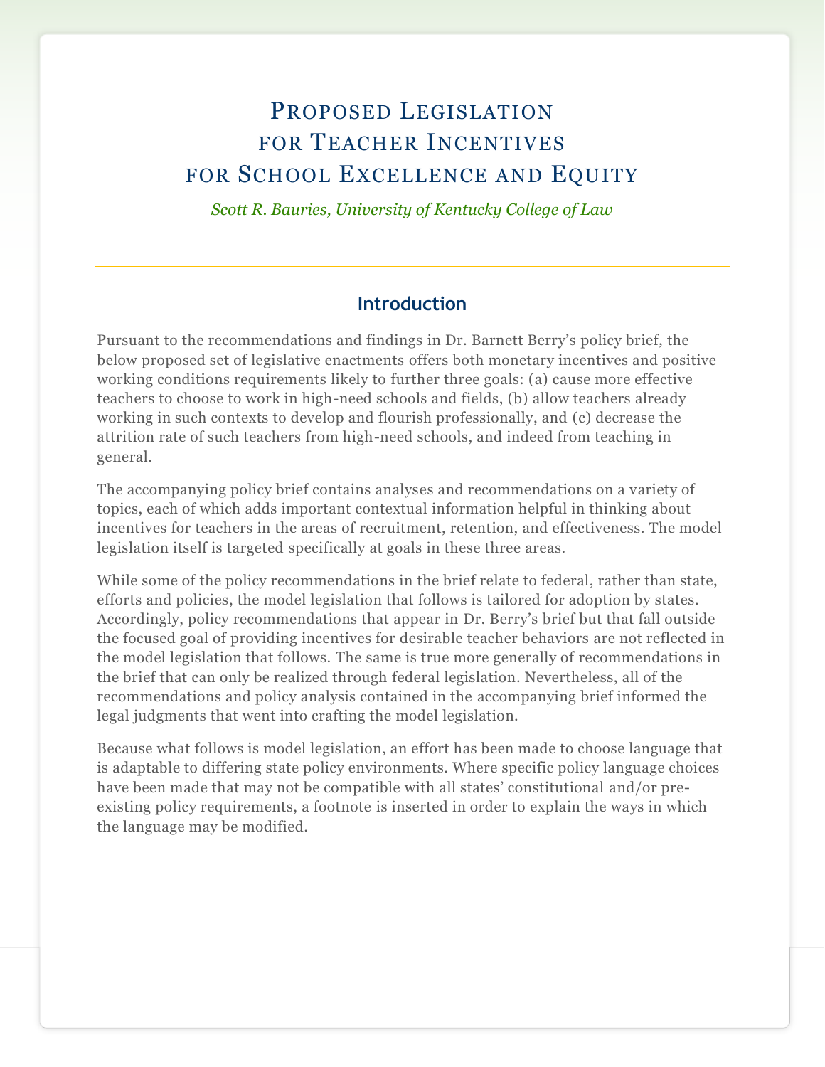# Proposed Legislation for Teacher Incentives for School Excellence and Equity

*Scott R. Bauries, University of Kentucky College of Law*

## Introduction

Pursuant to the recommendations and findings in Dr. Barnett Berry's policy brief, the below proposed set of legislative enactments offers both monetary incentives and positive working conditions requirements likely to further three goals: (a) cause more effective teachers to choose to work in high-need schools and fields, (b) allow teachers already working in such contexts to develop and flourish professionally, and (c) decrease the attrition rate of such teachers from high-need schools, and indeed from teaching in general.

The accompanying policy brief contains analyses and recommendations on a variety of topics, each of which adds important contextual information helpful in thinking about incentives for teachers in the areas of recruitment, retention, and effectiveness. The model legislation itself is targeted specifically at goals in these three areas.

While some of the policy recommendations in the brief relate to federal, rather than state, efforts and policies, the model legislation that follows is tailored for adoption by states. Accordingly, policy recommendations that appear in Dr. Berry's brief but that fall outside the focused goal of providing incentives for desirable teacher behaviors are not reflected in the model legislation that follows. The same is true more generally of recommendations in the brief that can only be realized through federal legislation. Nevertheless, all of the recommendations and policy analysis contained in the accompanying brief informed the legal judgments that went into crafting the model legislation.

Because what follows is model legislation, an effort has been made to choose language that is adaptable to differing state policy environments. Where specific policy language choices have been made that may not be compatible with all states' constitutional and/or pre-existing policy requirements, a footnote is inserted in order to explain the ways in which the language may be modified.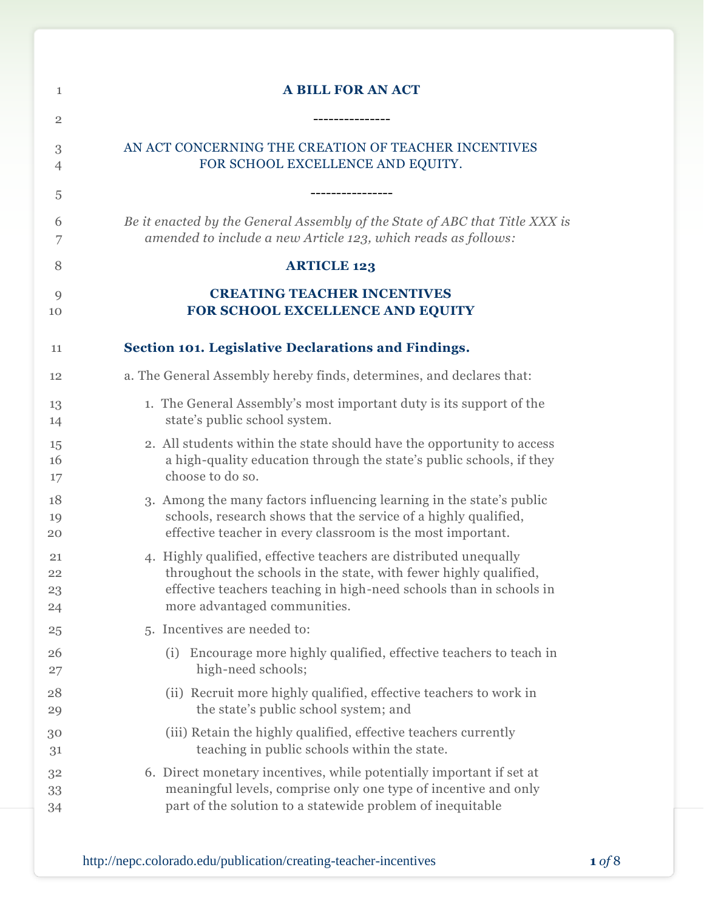**A BILL FOR AN ACT**

---

AN ACT CONCERNING THE CREATION OF TEACHER INCENTIVES FOR SCHOOL EXCELLENCE AND EQUITY.

---

*Be it enacted by the General Assembly of the State of ABC that Title XXX is amended to include a new Article 123, which reads as follows:*

# ARTICLE 123

# CREATING TEACHER INCENTIVES FOR SCHOOL EXCELLENCE AND EQUITY

## Section 101. Legislative Declarations and Findings.

a. The General Assembly hereby finds, determines, and declares that:

1. The General Assembly's most important duty is its support of the state's public school system.
2. All students within the state should have the opportunity to access a high-quality education through the state's public schools, if they choose to do so.
3. Among the many factors influencing learning in the state's public schools, research shows that the service of a highly qualified, effective teacher in every classroom is the most important.
4. Highly qualified, effective teachers are distributed unequally throughout the schools in the state, with fewer highly qualified, effective teachers teaching in high-need schools than in schools in more advantaged communities.
5. Incentives are needed to:
   (i) Encourage more highly qualified, effective teachers to teach in high-need schools;
   (ii) Recruit more highly qualified, effective teachers to work in the state's public school system; and
   (iii) Retain the highly qualified, effective teachers currently teaching in public schools within the state.
6. Direct monetary incentives, while potentially important if set at meaningful levels, comprise only one type of incentive and only part of the solution to a statewide problem of inequitable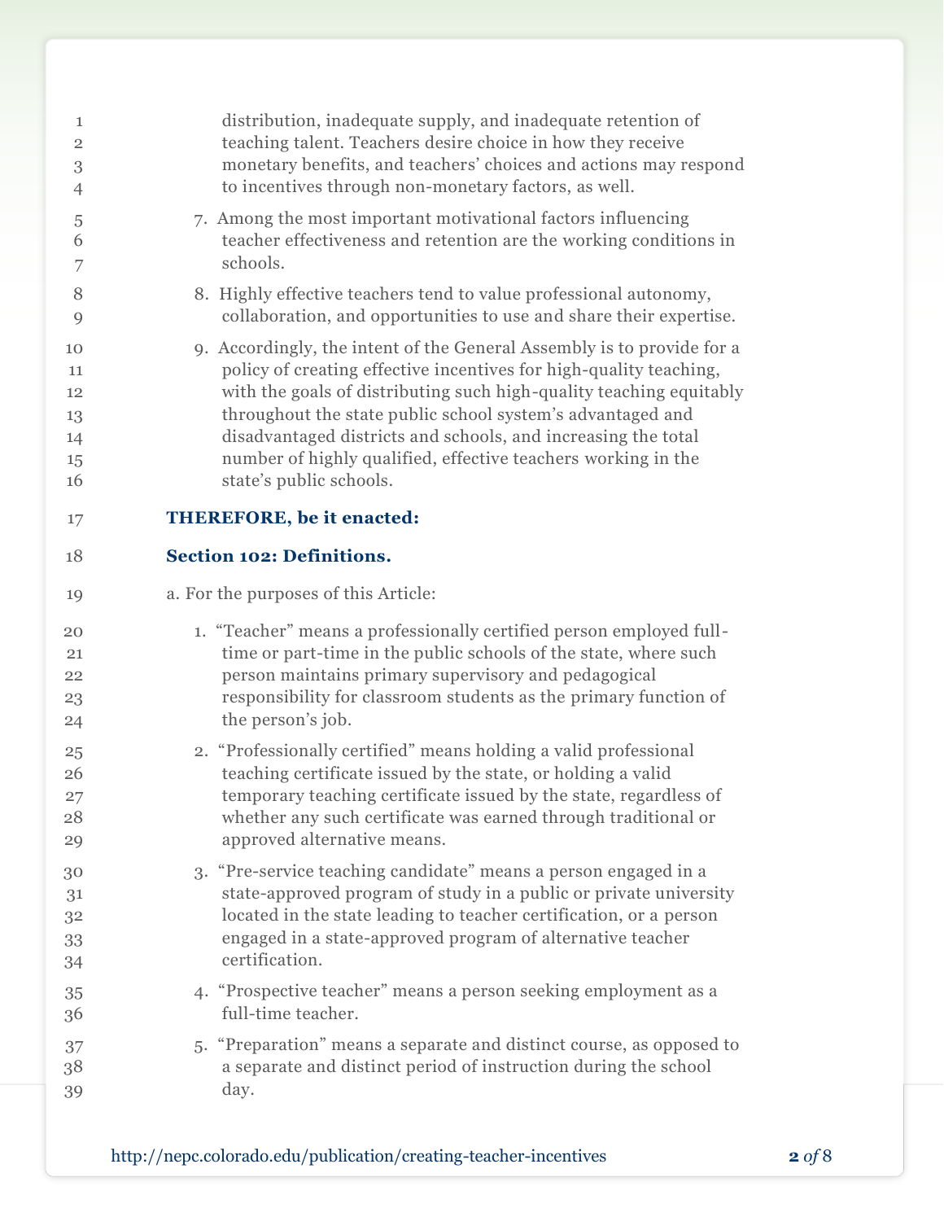distribution, inadequate supply, and inadequate retention of teaching talent. Teachers desire choice in how they receive monetary benefits, and teachers' choices and actions may respond to incentives through non-monetary factors, as well.

7. Among the most important motivational factors influencing teacher effectiveness and retention are the working conditions in schools.

8. Highly effective teachers tend to value professional autonomy, collaboration, and opportunities to use and share their expertise.

9. Accordingly, the intent of the General Assembly is to provide for a policy of creating effective incentives for high-quality teaching, with the goals of distributing such high-quality teaching equitably throughout the state public school system's advantaged and disadvantaged districts and schools, and increasing the total number of highly qualified, effective teachers working in the state's public schools.

**THEREFORE, be it enacted:**

**Section 102: Definitions.**

a. For the purposes of this Article:

1. "Teacher" means a professionally certified person employed full-time or part-time in the public schools of the state, where such person maintains primary supervisory and pedagogical responsibility for classroom students as the primary function of the person's job.

2. "Professionally certified" means holding a valid professional teaching certificate issued by the state, or holding a valid temporary teaching certificate issued by the state, regardless of whether any such certificate was earned through traditional or approved alternative means.

3. "Pre-service teaching candidate" means a person engaged in a state-approved program of study in a public or private university located in the state leading to teacher certification, or a person engaged in a state-approved program of alternative teacher certification.

4. "Prospective teacher" means a person seeking employment as a full-time teacher.

5. "Preparation" means a separate and distinct course, as opposed to a separate and distinct period of instruction during the school day.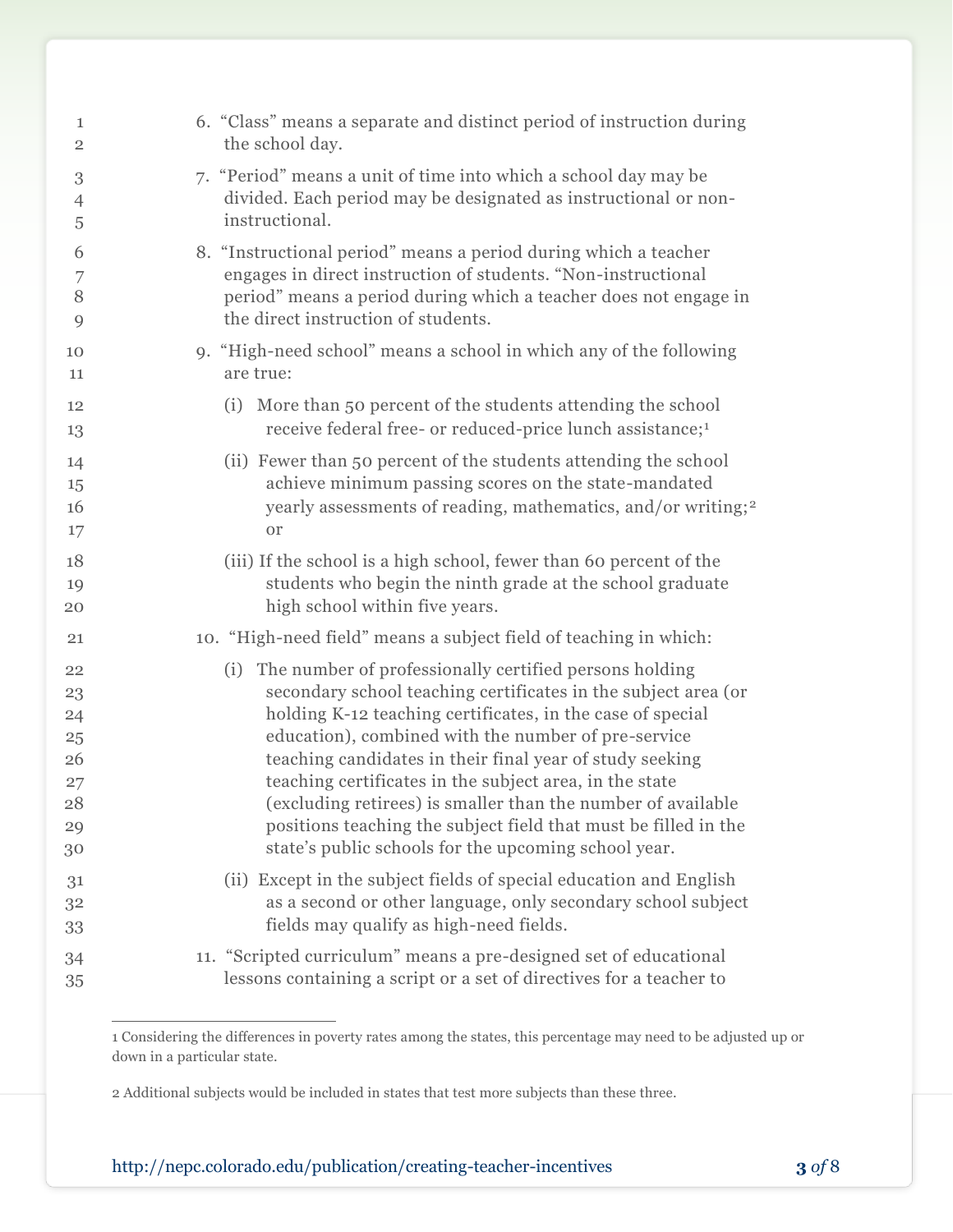6. "Class" means a separate and distinct period of instruction during the school day.

7. "Period" means a unit of time into which a school day may be divided. Each period may be designated as instructional or non-instructional.

8. "Instructional period" means a period during which a teacher engages in direct instruction of students. "Non-instructional period" means a period during which a teacher does not engage in the direct instruction of students.

9. "High-need school" means a school in which any of the following are true:

   (i) More than 50 percent of the students attending the school receive federal free- or reduced-price lunch assistance;[1]

   (ii) Fewer than 50 percent of the students attending the school achieve minimum passing scores on the state-mandated yearly assessments of reading, mathematics, and/or writing;[2] or

   (iii) If the school is a high school, fewer than 60 percent of the students who begin the ninth grade at the school graduate high school within five years.

10. "High-need field" means a subject field of teaching in which:

    (i) The number of professionally certified persons holding secondary school teaching certificates in the subject area (or holding K-12 teaching certificates, in the case of special education), combined with the number of pre-service teaching candidates in their final year of study seeking teaching certificates in the subject area, in the state (excluding retirees) is smaller than the number of available positions teaching the subject field that must be filled in the state's public schools for the upcoming school year.

    (ii) Except in the subject fields of special education and English as a second or other language, only secondary school subject fields may qualify as high-need fields.

11. "Scripted curriculum" means a pre-designed set of educational lessons containing a script or a set of directives for a teacher to

---

1 Considering the differences in poverty rates among the states, this percentage may need to be adjusted up or down in a particular state.

2 Additional subjects would be included in states that test more subjects than these three.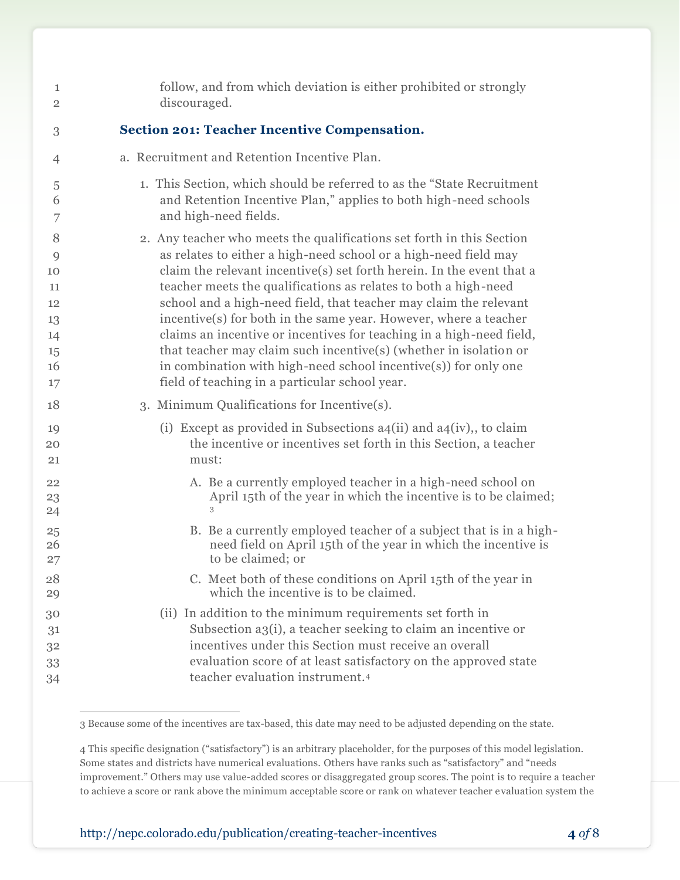follow, and from which deviation is either prohibited or strongly discouraged.

### Section 201: Teacher Incentive Compensation.

a. Recruitment and Retention Incentive Plan.

1. This Section, which should be referred to as the "State Recruitment and Retention Incentive Plan," applies to both high-need schools and high-need fields.

2. Any teacher who meets the qualifications set forth in this Section as relates to either a high-need school or a high-need field may claim the relevant incentive(s) set forth herein. In the event that a teacher meets the qualifications as relates to both a high-need school and a high-need field, that teacher may claim the relevant incentive(s) for both in the same year. However, where a teacher claims an incentive or incentives for teaching in a high-need field, that teacher may claim such incentive(s) (whether in isolation or in combination with high-need school incentive(s)) for only one field of teaching in a particular school year.

3. Minimum Qualifications for Incentive(s).

   (i) Except as provided in Subsections a4(ii) and a4(iv),, to claim the incentive or incentives set forth in this Section, a teacher must:

   A. Be a currently employed teacher in a high-need school on April 15th of the year in which the incentive is to be claimed; [3]

   B. Be a currently employed teacher of a subject that is in a high-need field on April 15th of the year in which the incentive is to be claimed; or

   C. Meet both of these conditions on April 15th of the year in which the incentive is to be claimed.

   (ii) In addition to the minimum requirements set forth in Subsection a3(i), a teacher seeking to claim an incentive or incentives under this Section must receive an overall evaluation score of at least satisfactory on the approved state teacher evaluation instrument.[4]

---

3 Because some of the incentives are tax-based, this date may need to be adjusted depending on the state.

4 This specific designation ("satisfactory") is an arbitrary placeholder, for the purposes of this model legislation. Some states and districts have numerical evaluations. Others have ranks such as "satisfactory" and "needs improvement." Others may use value-added scores or disaggregated group scores. The point is to require a teacher to achieve a score or rank above the minimum acceptable score or rank on whatever teacher evaluation system the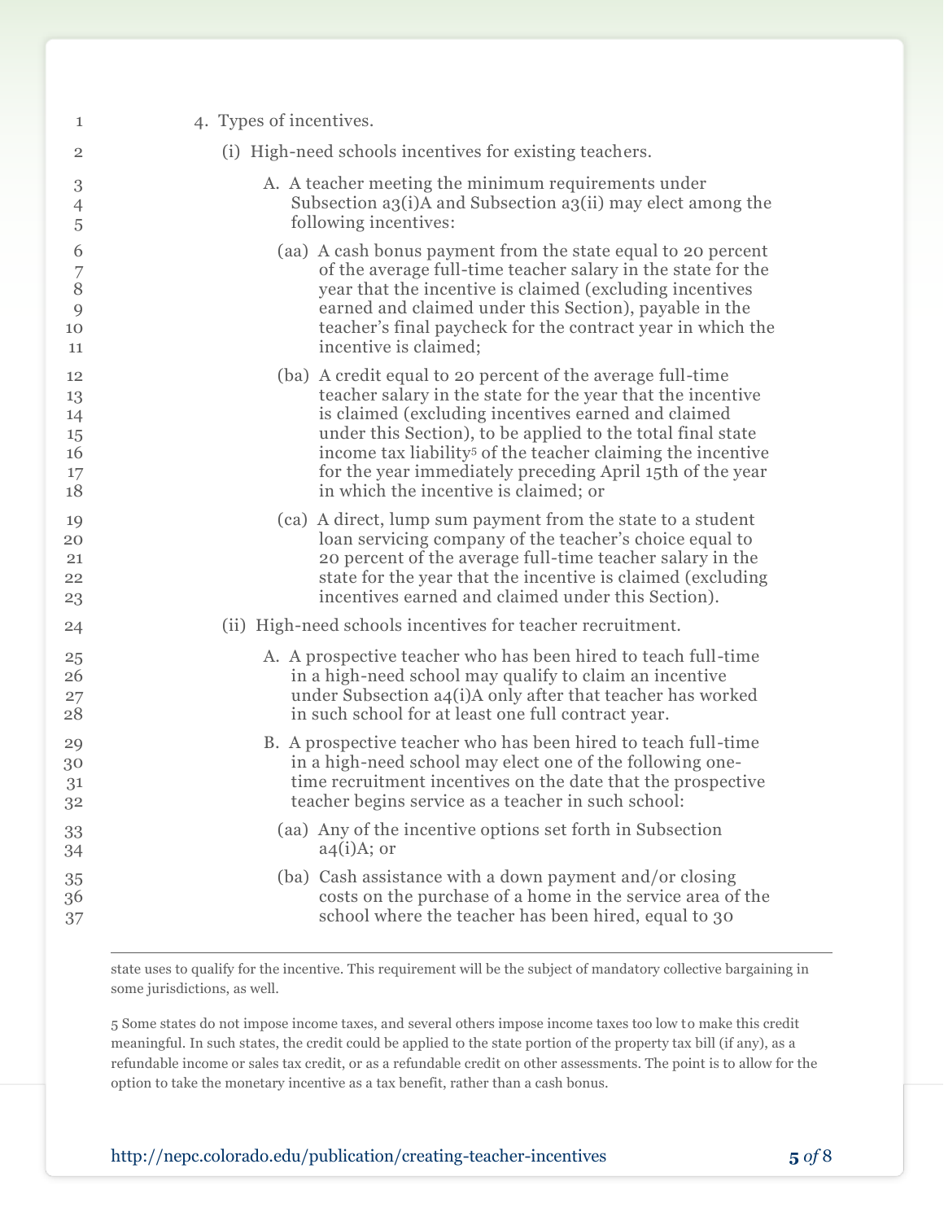4. Types of incentives.

   (i) High-need schools incentives for existing teachers.

      A. A teacher meeting the minimum requirements under Subsection a3(i)A and Subsection a3(ii) may elect among the following incentives:

         (aa) A cash bonus payment from the state equal to 20 percent of the average full-time teacher salary in the state for the year that the incentive is claimed (excluding incentives earned and claimed under this Section), payable in the teacher's final paycheck for the contract year in which the incentive is claimed;

         (ba) A credit equal to 20 percent of the average full-time teacher salary in the state for the year that the incentive is claimed (excluding incentives earned and claimed under this Section), to be applied to the total final state income tax liability[5] of the teacher claiming the incentive for the year immediately preceding April 15th of the year in which the incentive is claimed; or

         (ca) A direct, lump sum payment from the state to a student loan servicing company of the teacher's choice equal to 20 percent of the average full-time teacher salary in the state for the year that the incentive is claimed (excluding incentives earned and claimed under this Section).

   (ii) High-need schools incentives for teacher recruitment.

      A. A prospective teacher who has been hired to teach full-time in a high-need school may qualify to claim an incentive under Subsection a4(i)A only after that teacher has worked in such school for at least one full contract year.

      B. A prospective teacher who has been hired to teach full-time in a high-need school may elect one of the following one-time recruitment incentives on the date that the prospective teacher begins service as a teacher in such school:

         (aa) Any of the incentive options set forth in Subsection a4(i)A; or

         (ba) Cash assistance with a down payment and/or closing costs on the purchase of a home in the service area of the school where the teacher has been hired, equal to 30

---

state uses to qualify for the incentive. This requirement will be the subject of mandatory collective bargaining in some jurisdictions, as well.

5 Some states do not impose income taxes, and several others impose income taxes too low to make this credit meaningful. In such states, the credit could be applied to the state portion of the property tax bill (if any), as a refundable income or sales tax credit, or as a refundable credit on other assessments. The point is to allow for the option to take the monetary incentive as a tax benefit, rather than a cash bonus.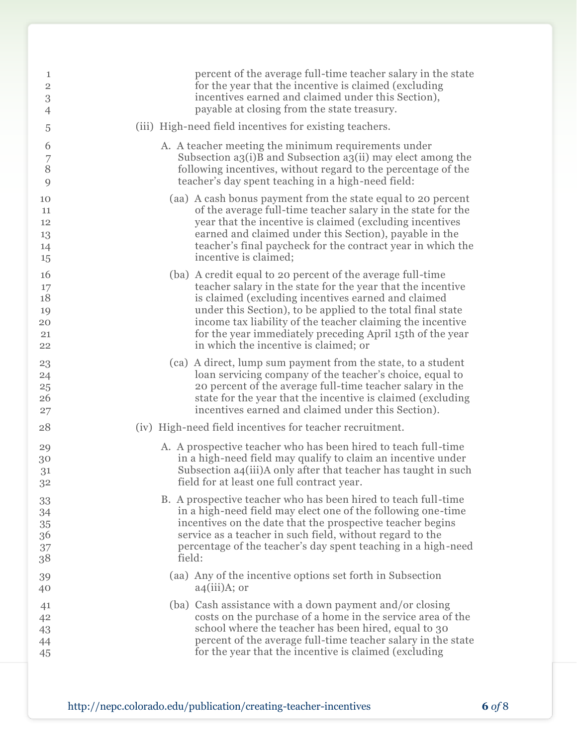percent of the average full-time teacher salary in the state for the year that the incentive is claimed (excluding incentives earned and claimed under this Section), payable at closing from the state treasury.

(iii) High-need field incentives for existing teachers.

A. A teacher meeting the minimum requirements under Subsection a3(i)B and Subsection a3(ii) may elect among the following incentives, without regard to the percentage of the teacher's day spent teaching in a high-need field:

(aa) A cash bonus payment from the state equal to 20 percent of the average full-time teacher salary in the state for the year that the incentive is claimed (excluding incentives earned and claimed under this Section), payable in the teacher's final paycheck for the contract year in which the incentive is claimed;

(ba) A credit equal to 20 percent of the average full-time teacher salary in the state for the year that the incentive is claimed (excluding incentives earned and claimed under this Section), to be applied to the total final state income tax liability of the teacher claiming the incentive for the year immediately preceding April 15th of the year in which the incentive is claimed; or

(ca) A direct, lump sum payment from the state, to a student loan servicing company of the teacher's choice, equal to 20 percent of the average full-time teacher salary in the state for the year that the incentive is claimed (excluding incentives earned and claimed under this Section).

(iv) High-need field incentives for teacher recruitment.

A. A prospective teacher who has been hired to teach full-time in a high-need field may qualify to claim an incentive under Subsection a4(iii)A only after that teacher has taught in such field for at least one full contract year.

B. A prospective teacher who has been hired to teach full-time in a high-need field may elect one of the following one-time incentives on the date that the prospective teacher begins service as a teacher in such field, without regard to the percentage of the teacher's day spent teaching in a high-need field:

(aa) Any of the incentive options set forth in Subsection a4(iii)A; or

(ba) Cash assistance with a down payment and/or closing costs on the purchase of a home in the service area of the school where the teacher has been hired, equal to 30 percent of the average full-time teacher salary in the state for the year that the incentive is claimed (excluding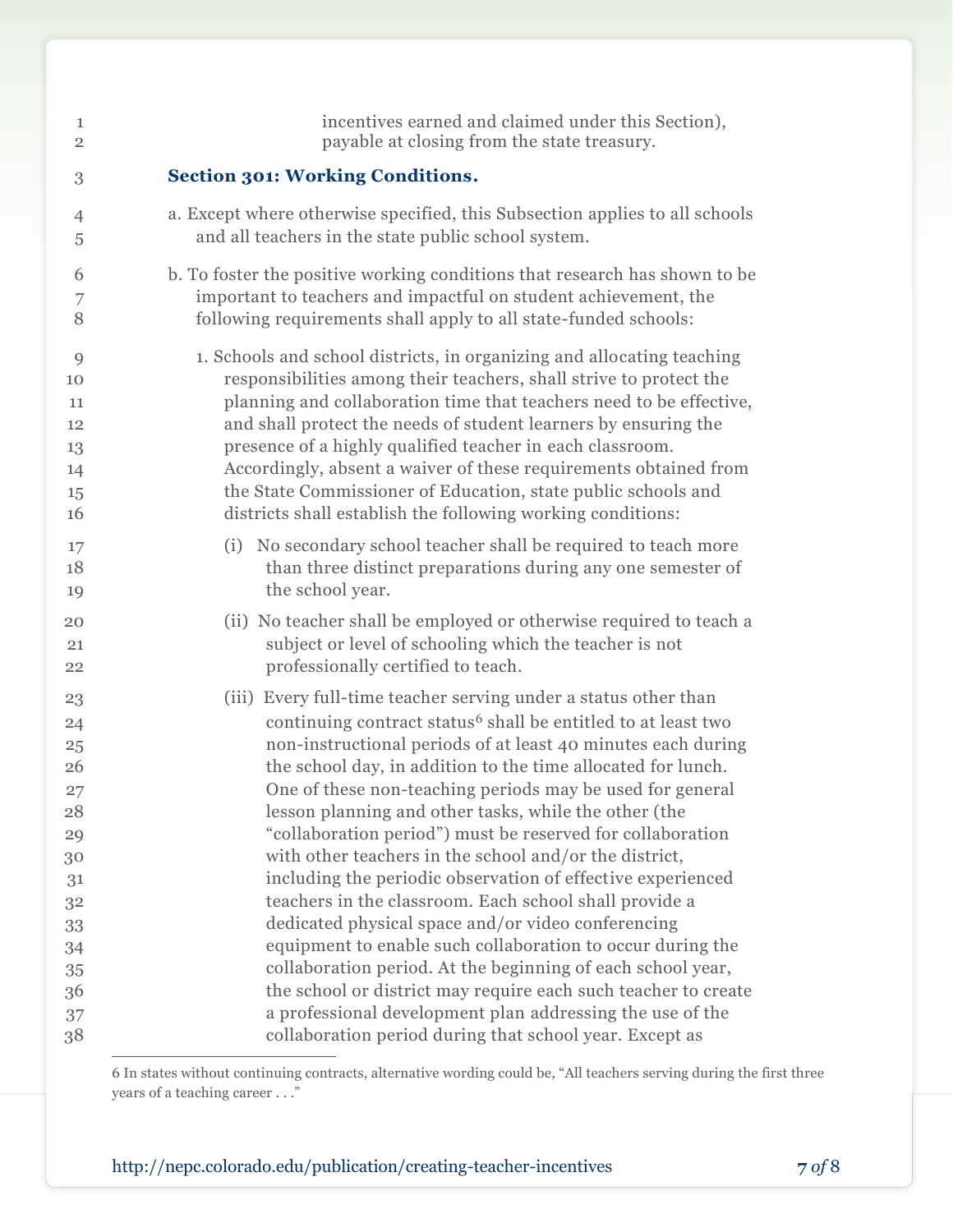incentives earned and claimed under this Section), payable at closing from the state treasury.

### Section 301: Working Conditions.

a. Except where otherwise specified, this Subsection applies to all schools and all teachers in the state public school system.

b. To foster the positive working conditions that research has shown to be important to teachers and impactful on student achievement, the following requirements shall apply to all state-funded schools:

1. Schools and school districts, in organizing and allocating teaching responsibilities among their teachers, shall strive to protect the planning and collaboration time that teachers need to be effective, and shall protect the needs of student learners by ensuring the presence of a highly qualified teacher in each classroom. Accordingly, absent a waiver of these requirements obtained from the State Commissioner of Education, state public schools and districts shall establish the following working conditions:

   (i) No secondary school teacher shall be required to teach more than three distinct preparations during any one semester of the school year.

   (ii) No teacher shall be employed or otherwise required to teach a subject or level of schooling which the teacher is not professionally certified to teach.

   (iii) Every full-time teacher serving under a status other than continuing contract status[6] shall be entitled to at least two non-instructional periods of at least 40 minutes each during the school day, in addition to the time allocated for lunch. One of these non-teaching periods may be used for general lesson planning and other tasks, while the other (the "collaboration period") must be reserved for collaboration with other teachers in the school and/or the district, including the periodic observation of effective experienced teachers in the classroom. Each school shall provide a dedicated physical space and/or video conferencing equipment to enable such collaboration to occur during the collaboration period. At the beginning of each school year, the school or district may require each such teacher to create a professional development plan addressing the use of the collaboration period during that school year. Except as

---

6 In states without continuing contracts, alternative wording could be, "All teachers serving during the first three years of a teaching career . . ."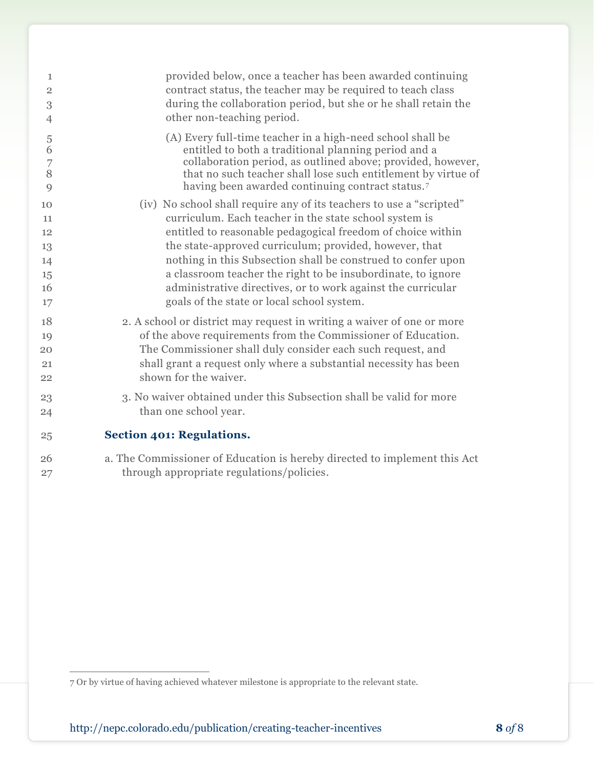provided below, once a teacher has been awarded continuing contract status, the teacher may be required to teach class during the collaboration period, but she or he shall retain the other non-teaching period.

(A) Every full-time teacher in a high-need school shall be entitled to both a traditional planning period and a collaboration period, as outlined above; provided, however, that no such teacher shall lose such entitlement by virtue of having been awarded continuing contract status.[7]

(iv) No school shall require any of its teachers to use a "scripted" curriculum. Each teacher in the state school system is entitled to reasonable pedagogical freedom of choice within the state-approved curriculum; provided, however, that nothing in this Subsection shall be construed to confer upon a classroom teacher the right to be insubordinate, to ignore administrative directives, or to work against the curricular goals of the state or local school system.

2. A school or district may request in writing a waiver of one or more of the above requirements from the Commissioner of Education. The Commissioner shall duly consider each such request, and shall grant a request only where a substantial necessity has been shown for the waiver.

3. No waiver obtained under this Subsection shall be valid for more than one school year.

**Section 401: Regulations.**

a. The Commissioner of Education is hereby directed to implement this Act through appropriate regulations/policies.

---

7 Or by virtue of having achieved whatever milestone is appropriate to the relevant state.